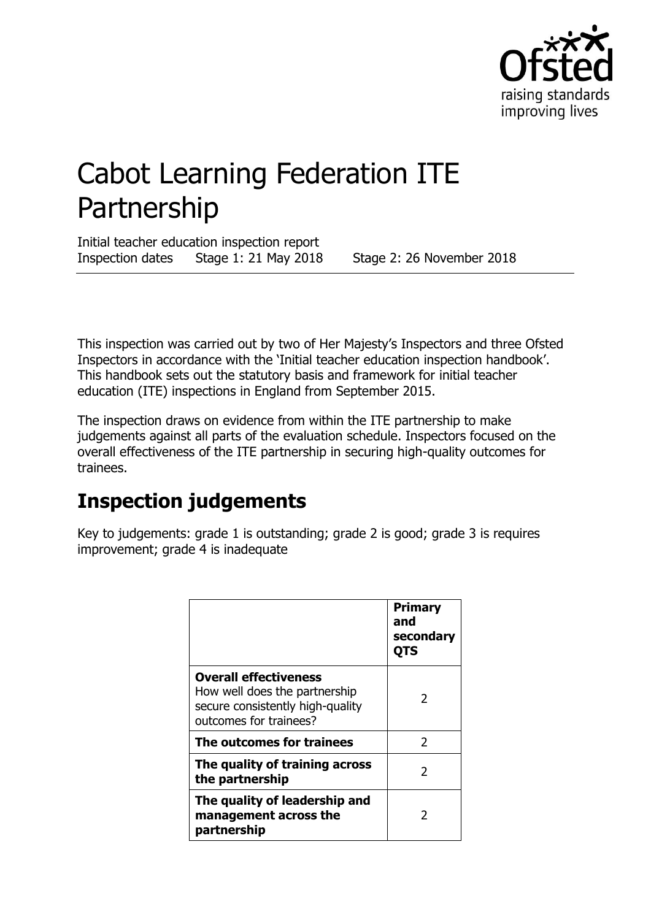# Cabot Learning Federation ITE Partnership

Initial teacher education inspection report
Inspection dates Stage 1: 21 May 2018 Stage 2: 26 November 2018

This inspection was carried out by two of Her Majesty's Inspectors and three Ofsted Inspectors in accordance with the 'Initial teacher education inspection handbook'. This handbook sets out the statutory basis and framework for initial teacher education (ITE) inspections in England from September 2015.

The inspection draws on evidence from within the ITE partnership to make judgements against all parts of the evaluation schedule. Inspectors focused on the overall effectiveness of the ITE partnership in securing high-quality outcomes for trainees.

## Inspection judgements

Key to judgements: grade 1 is outstanding; grade 2 is good; grade 3 is requires improvement; grade 4 is inadequate

| | **Primary and secondary QTS** |
|---|---|
| **Overall effectiveness** How well does the partnership secure consistently high-quality outcomes for trainees? | 2 |
| **The outcomes for trainees** | 2 |
| **The quality of training across the partnership** | 2 |
| **The quality of leadership and management across the partnership** | 2 |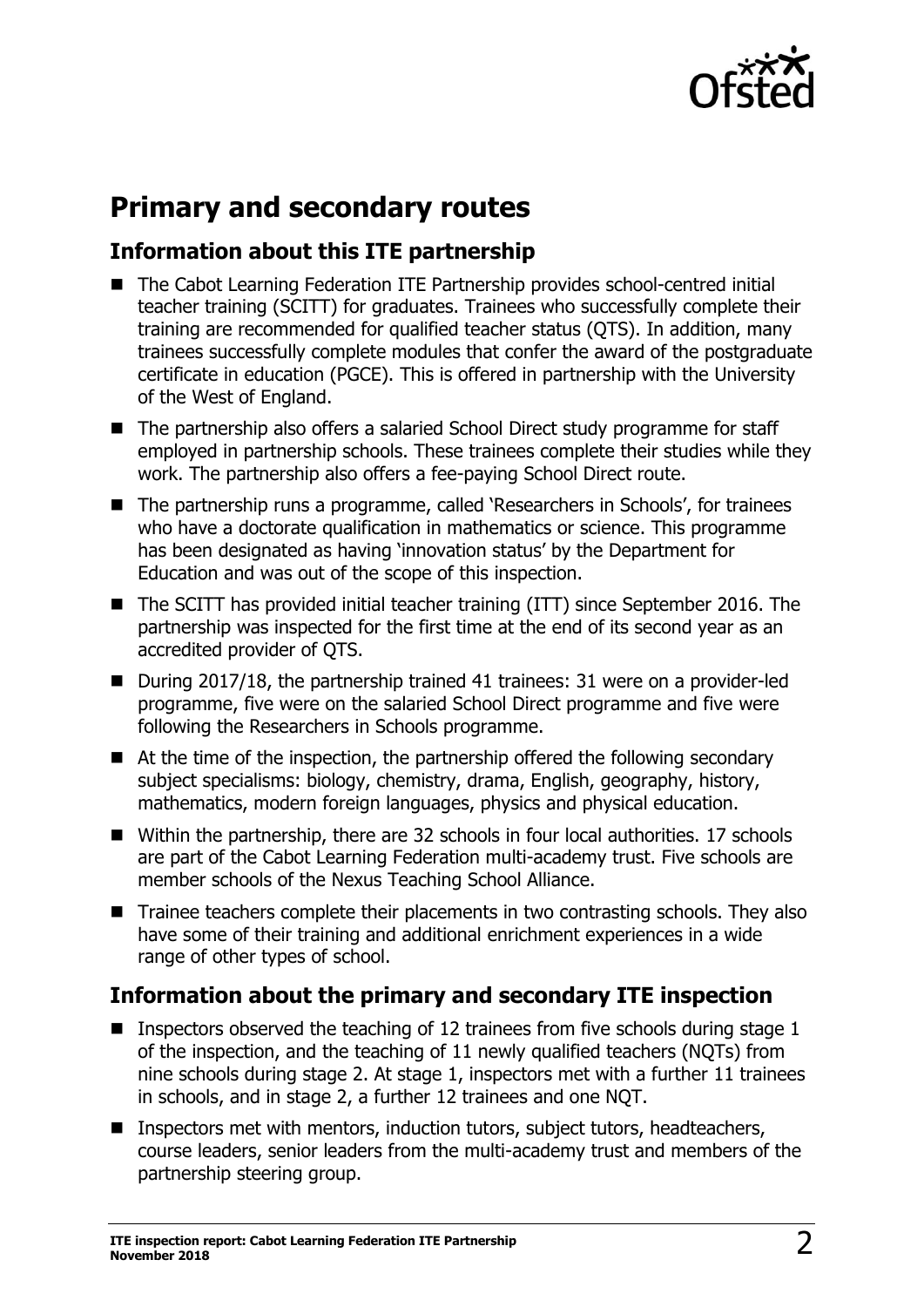# Primary and secondary routes

## Information about this ITE partnership

- The Cabot Learning Federation ITE Partnership provides school-centred initial teacher training (SCITT) for graduates. Trainees who successfully complete their training are recommended for qualified teacher status (QTS). In addition, many trainees successfully complete modules that confer the award of the postgraduate certificate in education (PGCE). This is offered in partnership with the University of the West of England.
- The partnership also offers a salaried School Direct study programme for staff employed in partnership schools. These trainees complete their studies while they work. The partnership also offers a fee-paying School Direct route.
- The partnership runs a programme, called 'Researchers in Schools', for trainees who have a doctorate qualification in mathematics or science. This programme has been designated as having 'innovation status' by the Department for Education and was out of the scope of this inspection.
- The SCITT has provided initial teacher training (ITT) since September 2016. The partnership was inspected for the first time at the end of its second year as an accredited provider of QTS.
- During 2017/18, the partnership trained 41 trainees: 31 were on a provider-led programme, five were on the salaried School Direct programme and five were following the Researchers in Schools programme.
- At the time of the inspection, the partnership offered the following secondary subject specialisms: biology, chemistry, drama, English, geography, history, mathematics, modern foreign languages, physics and physical education.
- Within the partnership, there are 32 schools in four local authorities. 17 schools are part of the Cabot Learning Federation multi-academy trust. Five schools are member schools of the Nexus Teaching School Alliance.
- Trainee teachers complete their placements in two contrasting schools. They also have some of their training and additional enrichment experiences in a wide range of other types of school.

## Information about the primary and secondary ITE inspection

- Inspectors observed the teaching of 12 trainees from five schools during stage 1 of the inspection, and the teaching of 11 newly qualified teachers (NQTs) from nine schools during stage 2. At stage 1, inspectors met with a further 11 trainees in schools, and in stage 2, a further 12 trainees and one NQT.
- Inspectors met with mentors, induction tutors, subject tutors, headteachers, course leaders, senior leaders from the multi-academy trust and members of the partnership steering group.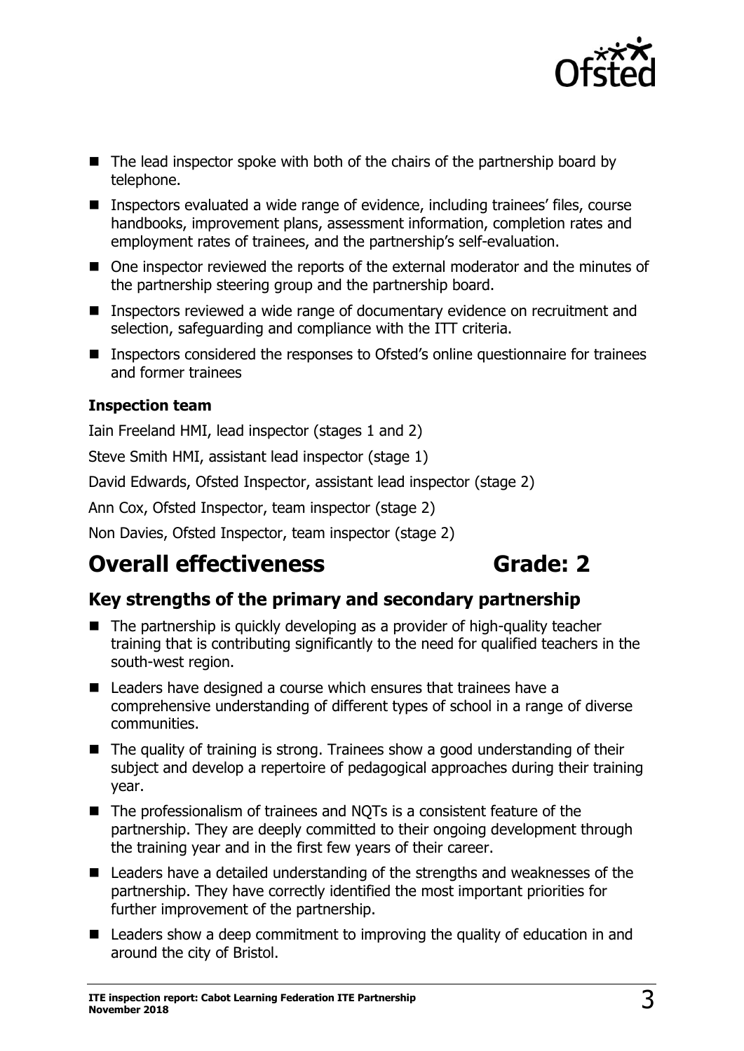- The lead inspector spoke with both of the chairs of the partnership board by telephone.
- Inspectors evaluated a wide range of evidence, including trainees' files, course handbooks, improvement plans, assessment information, completion rates and employment rates of trainees, and the partnership's self-evaluation.
- One inspector reviewed the reports of the external moderator and the minutes of the partnership steering group and the partnership board.
- Inspectors reviewed a wide range of documentary evidence on recruitment and selection, safeguarding and compliance with the ITT criteria.
- Inspectors considered the responses to Ofsted's online questionnaire for trainees and former trainees

**Inspection team**

Iain Freeland HMI, lead inspector (stages 1 and 2)

Steve Smith HMI, assistant lead inspector (stage 1)

David Edwards, Ofsted Inspector, assistant lead inspector (stage 2)

Ann Cox, Ofsted Inspector, team inspector (stage 2)

Non Davies, Ofsted Inspector, team inspector (stage 2)

# Overall effectiveness Grade: 2

## Key strengths of the primary and secondary partnership

- The partnership is quickly developing as a provider of high-quality teacher training that is contributing significantly to the need for qualified teachers in the south-west region.
- Leaders have designed a course which ensures that trainees have a comprehensive understanding of different types of school in a range of diverse communities.
- The quality of training is strong. Trainees show a good understanding of their subject and develop a repertoire of pedagogical approaches during their training year.
- The professionalism of trainees and NQTs is a consistent feature of the partnership. They are deeply committed to their ongoing development through the training year and in the first few years of their career.
- Leaders have a detailed understanding of the strengths and weaknesses of the partnership. They have correctly identified the most important priorities for further improvement of the partnership.
- Leaders show a deep commitment to improving the quality of education in and around the city of Bristol.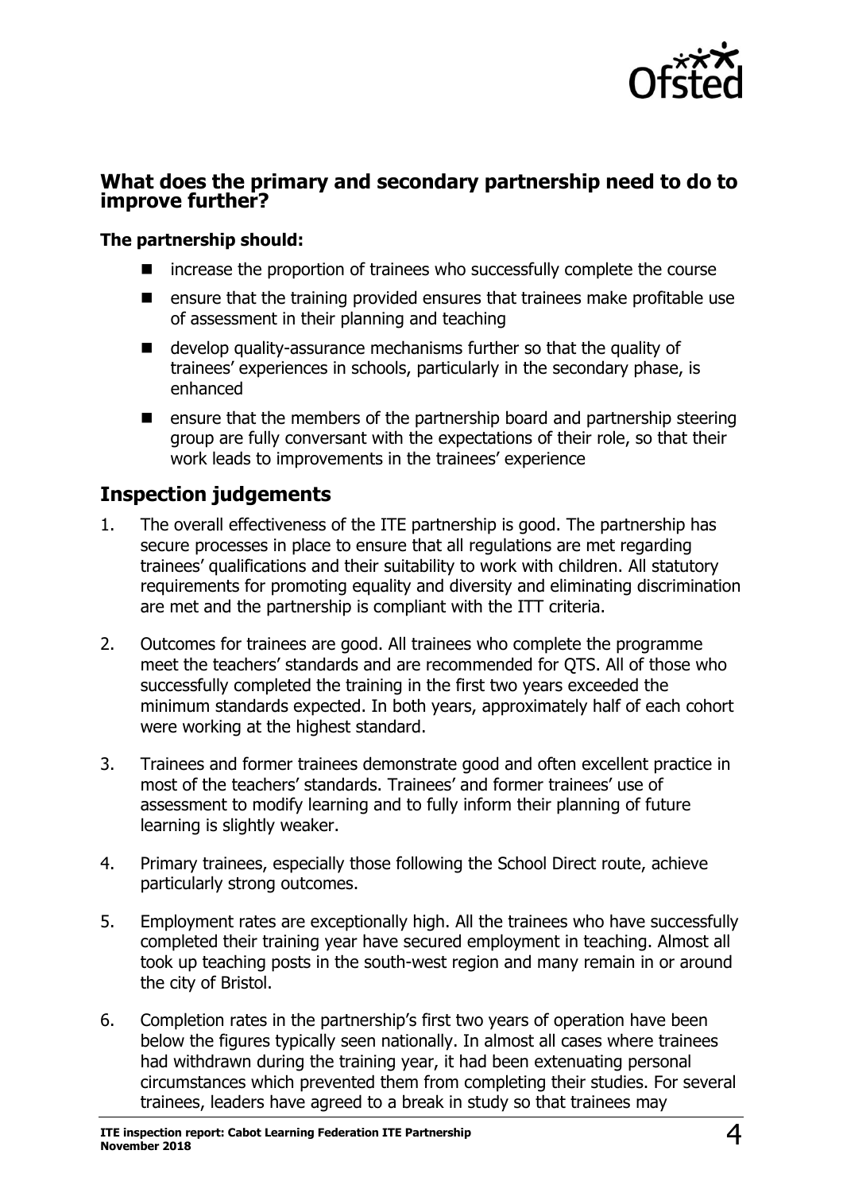## What does the primary and secondary partnership need to do to improve further?

**The partnership should:**

- increase the proportion of trainees who successfully complete the course
- ensure that the training provided ensures that trainees make profitable use of assessment in their planning and teaching
- develop quality-assurance mechanisms further so that the quality of trainees' experiences in schools, particularly in the secondary phase, is enhanced
- ensure that the members of the partnership board and partnership steering group are fully conversant with the expectations of their role, so that their work leads to improvements in the trainees' experience

## Inspection judgements

1. The overall effectiveness of the ITE partnership is good. The partnership has secure processes in place to ensure that all regulations are met regarding trainees' qualifications and their suitability to work with children. All statutory requirements for promoting equality and diversity and eliminating discrimination are met and the partnership is compliant with the ITT criteria.
2. Outcomes for trainees are good. All trainees who complete the programme meet the teachers' standards and are recommended for QTS. All of those who successfully completed the training in the first two years exceeded the minimum standards expected. In both years, approximately half of each cohort were working at the highest standard.
3. Trainees and former trainees demonstrate good and often excellent practice in most of the teachers' standards. Trainees' and former trainees' use of assessment to modify learning and to fully inform their planning of future learning is slightly weaker.
4. Primary trainees, especially those following the School Direct route, achieve particularly strong outcomes.
5. Employment rates are exceptionally high. All the trainees who have successfully completed their training year have secured employment in teaching. Almost all took up teaching posts in the south-west region and many remain in or around the city of Bristol.
6. Completion rates in the partnership's first two years of operation have been below the figures typically seen nationally. In almost all cases where trainees had withdrawn during the training year, it had been extenuating personal circumstances which prevented them from completing their studies. For several trainees, leaders have agreed to a break in study so that trainees may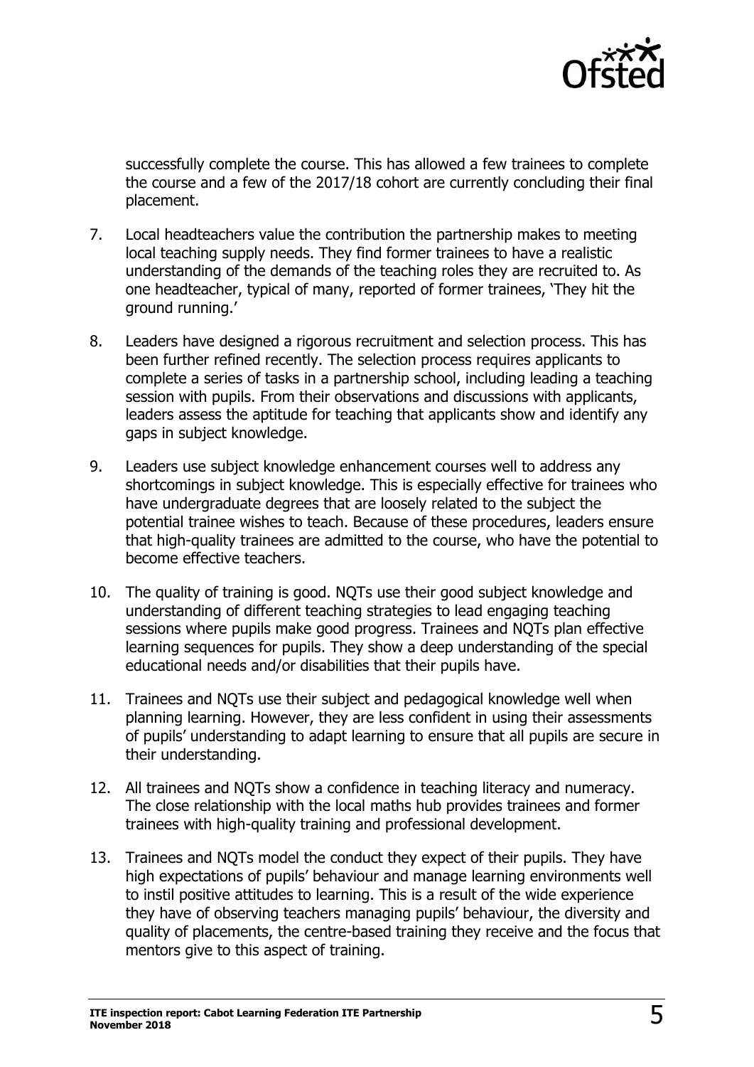successfully complete the course. This has allowed a few trainees to complete the course and a few of the 2017/18 cohort are currently concluding their final placement.

7. Local headteachers value the contribution the partnership makes to meeting local teaching supply needs. They find former trainees to have a realistic understanding of the demands of the teaching roles they are recruited to. As one headteacher, typical of many, reported of former trainees, 'They hit the ground running.'

8. Leaders have designed a rigorous recruitment and selection process. This has been further refined recently. The selection process requires applicants to complete a series of tasks in a partnership school, including leading a teaching session with pupils. From their observations and discussions with applicants, leaders assess the aptitude for teaching that applicants show and identify any gaps in subject knowledge.

9. Leaders use subject knowledge enhancement courses well to address any shortcomings in subject knowledge. This is especially effective for trainees who have undergraduate degrees that are loosely related to the subject the potential trainee wishes to teach. Because of these procedures, leaders ensure that high-quality trainees are admitted to the course, who have the potential to become effective teachers.

10. The quality of training is good. NQTs use their good subject knowledge and understanding of different teaching strategies to lead engaging teaching sessions where pupils make good progress. Trainees and NQTs plan effective learning sequences for pupils. They show a deep understanding of the special educational needs and/or disabilities that their pupils have.

11. Trainees and NQTs use their subject and pedagogical knowledge well when planning learning. However, they are less confident in using their assessments of pupils' understanding to adapt learning to ensure that all pupils are secure in their understanding.

12. All trainees and NQTs show a confidence in teaching literacy and numeracy. The close relationship with the local maths hub provides trainees and former trainees with high-quality training and professional development.

13. Trainees and NQTs model the conduct they expect of their pupils. They have high expectations of pupils' behaviour and manage learning environments well to instil positive attitudes to learning. This is a result of the wide experience they have of observing teachers managing pupils' behaviour, the diversity and quality of placements, the centre-based training they receive and the focus that mentors give to this aspect of training.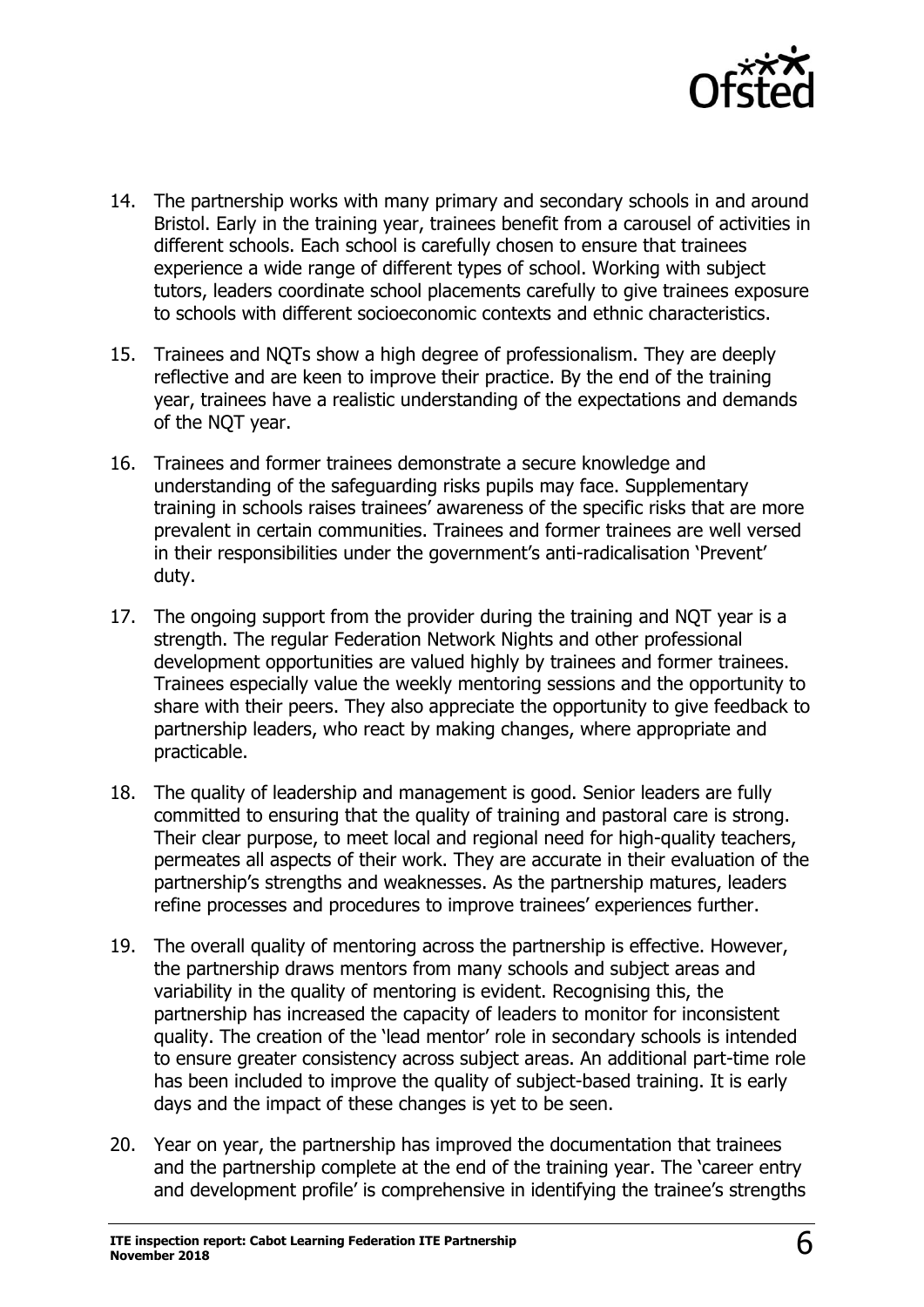14. The partnership works with many primary and secondary schools in and around Bristol. Early in the training year, trainees benefit from a carousel of activities in different schools. Each school is carefully chosen to ensure that trainees experience a wide range of different types of school. Working with subject tutors, leaders coordinate school placements carefully to give trainees exposure to schools with different socioeconomic contexts and ethnic characteristics.

15. Trainees and NQTs show a high degree of professionalism. They are deeply reflective and are keen to improve their practice. By the end of the training year, trainees have a realistic understanding of the expectations and demands of the NQT year.

16. Trainees and former trainees demonstrate a secure knowledge and understanding of the safeguarding risks pupils may face. Supplementary training in schools raises trainees' awareness of the specific risks that are more prevalent in certain communities. Trainees and former trainees are well versed in their responsibilities under the government's anti-radicalisation 'Prevent' duty.

17. The ongoing support from the provider during the training and NQT year is a strength. The regular Federation Network Nights and other professional development opportunities are valued highly by trainees and former trainees. Trainees especially value the weekly mentoring sessions and the opportunity to share with their peers. They also appreciate the opportunity to give feedback to partnership leaders, who react by making changes, where appropriate and practicable.

18. The quality of leadership and management is good. Senior leaders are fully committed to ensuring that the quality of training and pastoral care is strong. Their clear purpose, to meet local and regional need for high-quality teachers, permeates all aspects of their work. They are accurate in their evaluation of the partnership's strengths and weaknesses. As the partnership matures, leaders refine processes and procedures to improve trainees' experiences further.

19. The overall quality of mentoring across the partnership is effective. However, the partnership draws mentors from many schools and subject areas and variability in the quality of mentoring is evident. Recognising this, the partnership has increased the capacity of leaders to monitor for inconsistent quality. The creation of the 'lead mentor' role in secondary schools is intended to ensure greater consistency across subject areas. An additional part-time role has been included to improve the quality of subject-based training. It is early days and the impact of these changes is yet to be seen.

20. Year on year, the partnership has improved the documentation that trainees and the partnership complete at the end of the training year. The 'career entry and development profile' is comprehensive in identifying the trainee's strengths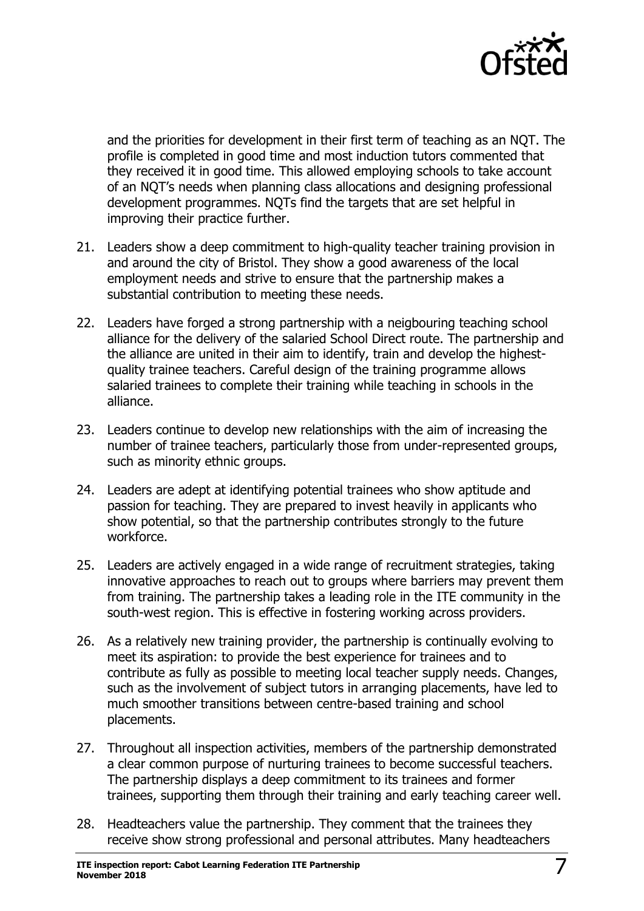and the priorities for development in their first term of teaching as an NQT. The profile is completed in good time and most induction tutors commented that they received it in good time. This allowed employing schools to take account of an NQT's needs when planning class allocations and designing professional development programmes. NQTs find the targets that are set helpful in improving their practice further.

21. Leaders show a deep commitment to high-quality teacher training provision in and around the city of Bristol. They show a good awareness of the local employment needs and strive to ensure that the partnership makes a substantial contribution to meeting these needs.

22. Leaders have forged a strong partnership with a neigbouring teaching school alliance for the delivery of the salaried School Direct route. The partnership and the alliance are united in their aim to identify, train and develop the highest-quality trainee teachers. Careful design of the training programme allows salaried trainees to complete their training while teaching in schools in the alliance.

23. Leaders continue to develop new relationships with the aim of increasing the number of trainee teachers, particularly those from under-represented groups, such as minority ethnic groups.

24. Leaders are adept at identifying potential trainees who show aptitude and passion for teaching. They are prepared to invest heavily in applicants who show potential, so that the partnership contributes strongly to the future workforce.

25. Leaders are actively engaged in a wide range of recruitment strategies, taking innovative approaches to reach out to groups where barriers may prevent them from training. The partnership takes a leading role in the ITE community in the south-west region. This is effective in fostering working across providers.

26. As a relatively new training provider, the partnership is continually evolving to meet its aspiration: to provide the best experience for trainees and to contribute as fully as possible to meeting local teacher supply needs. Changes, such as the involvement of subject tutors in arranging placements, have led to much smoother transitions between centre-based training and school placements.

27. Throughout all inspection activities, members of the partnership demonstrated a clear common purpose of nurturing trainees to become successful teachers. The partnership displays a deep commitment to its trainees and former trainees, supporting them through their training and early teaching career well.

28. Headteachers value the partnership. They comment that the trainees they receive show strong professional and personal attributes. Many headteachers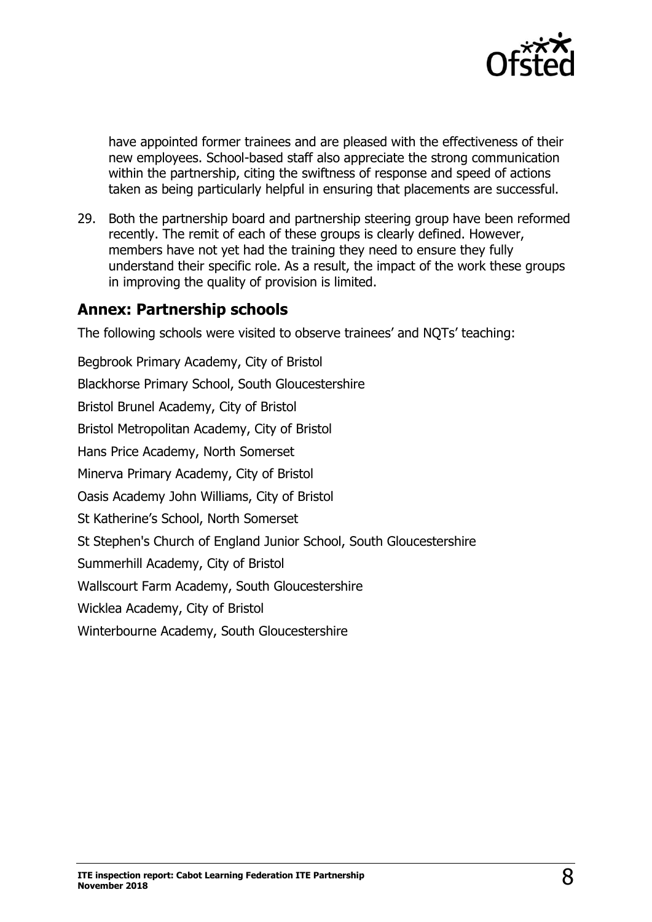have appointed former trainees and are pleased with the effectiveness of their new employees. School-based staff also appreciate the strong communication within the partnership, citing the swiftness of response and speed of actions taken as being particularly helpful in ensuring that placements are successful.

29. Both the partnership board and partnership steering group have been reformed recently. The remit of each of these groups is clearly defined. However, members have not yet had the training they need to ensure they fully understand their specific role. As a result, the impact of the work these groups in improving the quality of provision is limited.

## Annex: Partnership schools

The following schools were visited to observe trainees' and NQTs' teaching:

Begbrook Primary Academy, City of Bristol

Blackhorse Primary School, South Gloucestershire

Bristol Brunel Academy, City of Bristol

Bristol Metropolitan Academy, City of Bristol

Hans Price Academy, North Somerset

Minerva Primary Academy, City of Bristol

Oasis Academy John Williams, City of Bristol

St Katherine's School, North Somerset

St Stephen's Church of England Junior School, South Gloucestershire

Summerhill Academy, City of Bristol

Wallscourt Farm Academy, South Gloucestershire

Wicklea Academy, City of Bristol

Winterbourne Academy, South Gloucestershire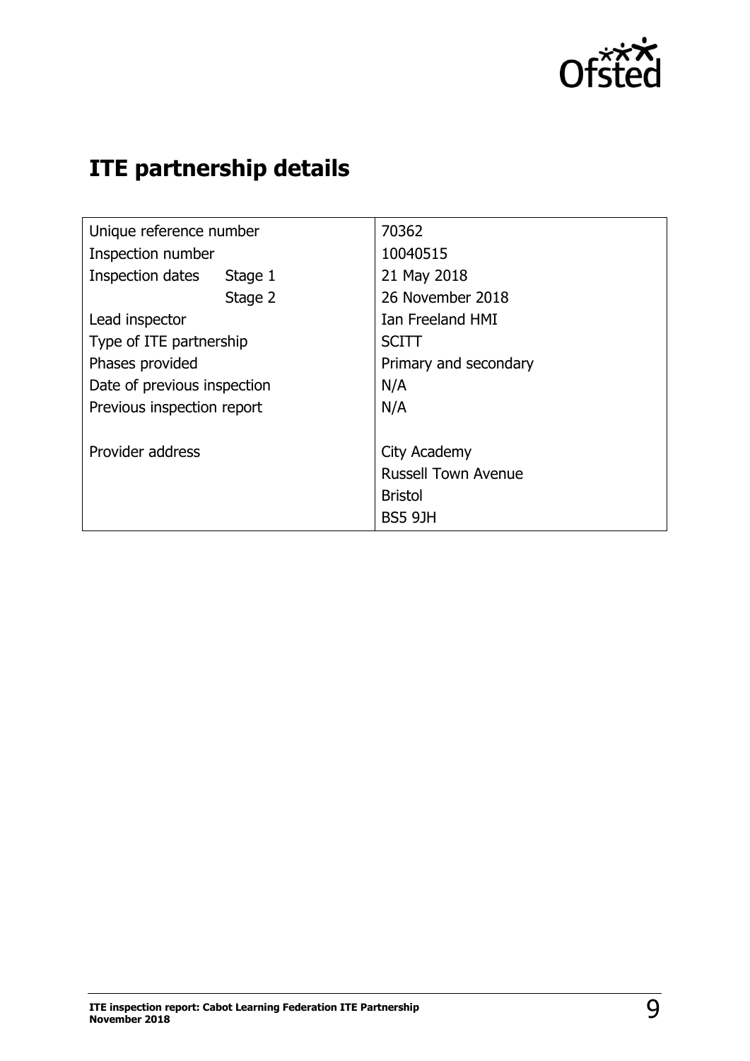## ITE partnership details

| | | |
|---|---|---|
| Unique reference number | | 70362 |
| Inspection number | | 10040515 |
| Inspection dates | Stage 1 | 21 May 2018 |
| | Stage 2 | 26 November 2018 |
| Lead inspector | | Ian Freeland HMI |
| Type of ITE partnership | | SCITT |
| Phases provided | | Primary and secondary |
| Date of previous inspection | | N/A |
| Previous inspection report | | N/A |
| Provider address | | City Academy<br>Russell Town Avenue<br>Bristol<br>BS5 9JH |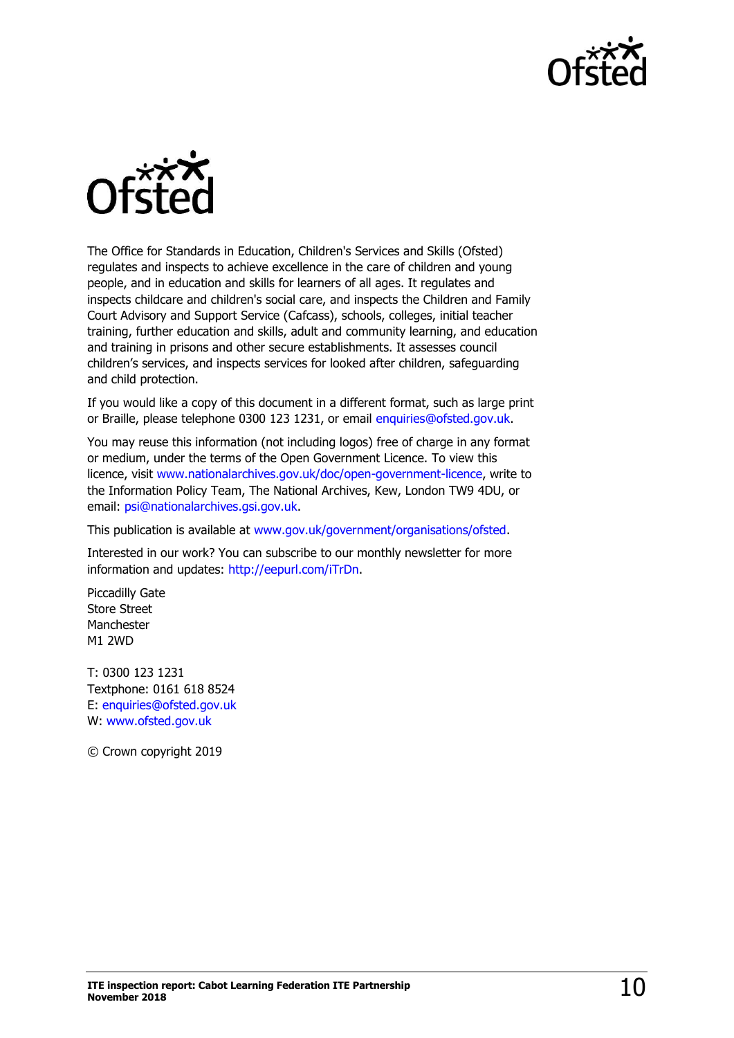The Office for Standards in Education, Children's Services and Skills (Ofsted) regulates and inspects to achieve excellence in the care of children and young people, and in education and skills for learners of all ages. It regulates and inspects childcare and children's social care, and inspects the Children and Family Court Advisory and Support Service (Cafcass), schools, colleges, initial teacher training, further education and skills, adult and community learning, and education and training in prisons and other secure establishments. It assesses council children's services, and inspects services for looked after children, safeguarding and child protection.

If you would like a copy of this document in a different format, such as large print or Braille, please telephone 0300 123 1231, or email enquiries@ofsted.gov.uk.

You may reuse this information (not including logos) free of charge in any format or medium, under the terms of the Open Government Licence. To view this licence, visit www.nationalarchives.gov.uk/doc/open-government-licence, write to the Information Policy Team, The National Archives, Kew, London TW9 4DU, or email: psi@nationalarchives.gsi.gov.uk.

This publication is available at www.gov.uk/government/organisations/ofsted.

Interested in our work? You can subscribe to our monthly newsletter for more information and updates: http://eepurl.com/iTrDn.

Piccadilly Gate
Store Street
Manchester
M1 2WD

T: 0300 123 1231
Textphone: 0161 618 8524
E: enquiries@ofsted.gov.uk
W: www.ofsted.gov.uk

© Crown copyright 2019